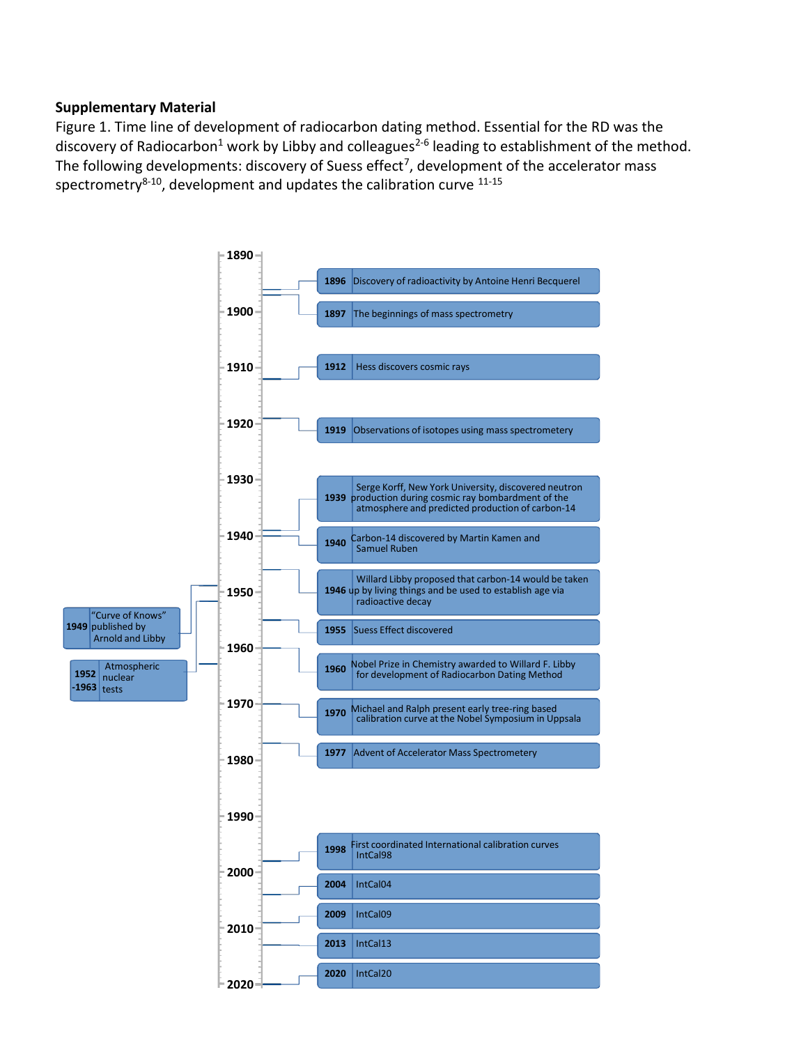**Supplementary Material**

Figure 1. Time line of development of radiocarbon dating method. Essential for the RD was the discovery of Radiocarbon[1] work by Libby and colleagues[2-6] leading to establishment of the method. The following developments: discovery of Suess effect[7], development of the accelerator mass spectrometry[8-10], development and updates the calibration curve [11-15]

| Year | Event |
|---|---|
| 1896 | Discovery of radioactivity by Antoine Henri Becquerel |
| 1897 | The beginnings of mass spectrometry |
| 1912 | Hess discovers cosmic rays |
| 1919 | Observations of isotopes using mass spectrometery |
| 1939 | Serge Korff, New York University, discovered neutron production during cosmic ray bombardment of the atmosphere and predicted production of carbon-14 |
| 1940 | Carbon-14 discovered by Martin Kamen and Samuel Ruben |
| 1946 | Willard Libby proposed that carbon-14 would be taken up by living things and be used to establish age via radioactive decay |
| 1949 | "Curve of Knows" published by Arnold and Libby |
| 1952-1963 | Atmospheric nuclear tests |
| 1955 | Suess Effect discovered |
| 1960 | Nobel Prize in Chemistry awarded to Willard F. Libby for development of Radiocarbon Dating Method |
| 1970 | Michael and Ralph present early tree-ring based calibration curve at the Nobel Symposium in Uppsala |
| 1977 | Advent of Accelerator Mass Spectrometery |
| 1998 | First coordinated International calibration curves IntCal98 |
| 2004 | IntCal04 |
| 2009 | IntCal09 |
| 2013 | IntCal13 |
| 2020 | IntCal20 |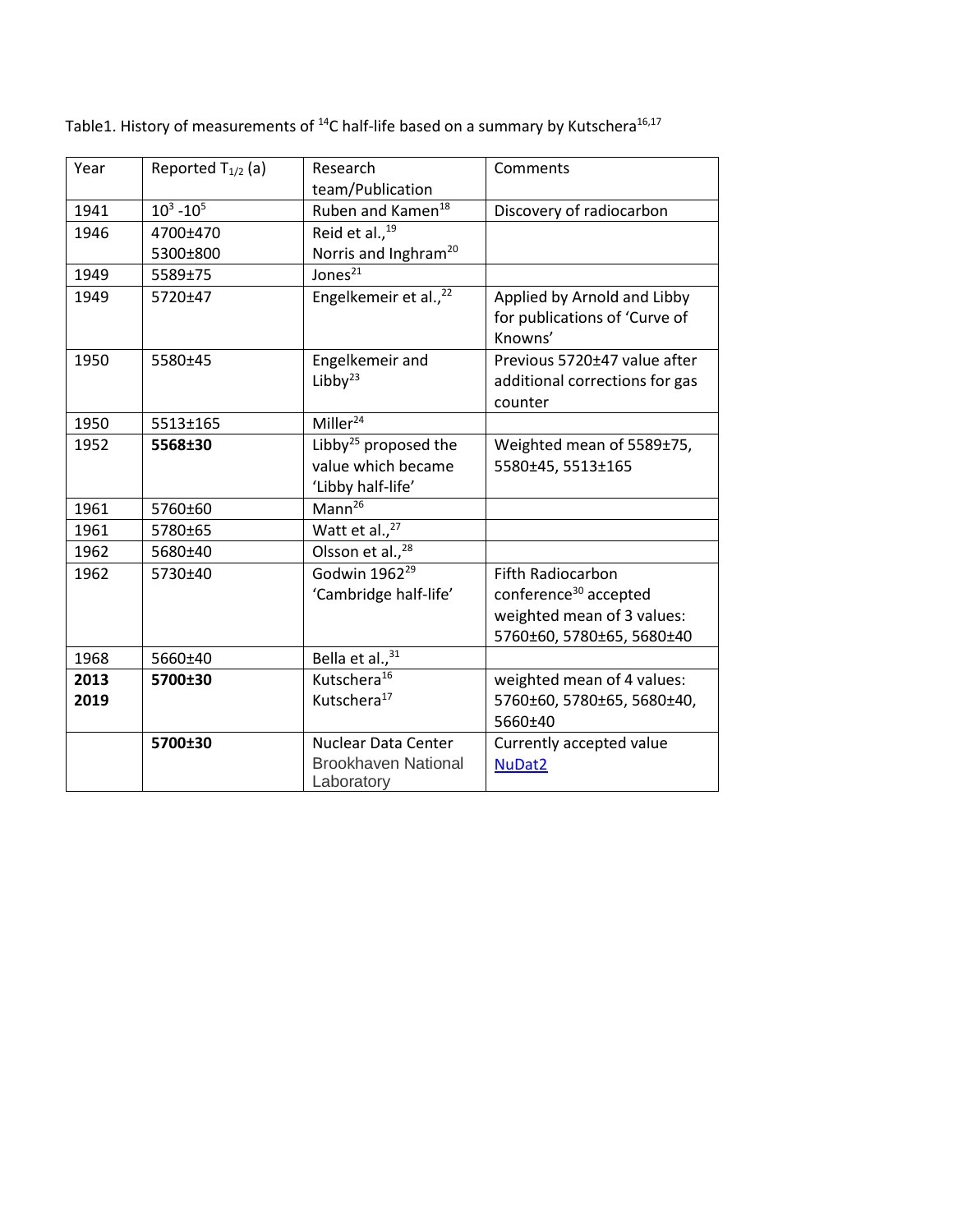Table1. History of measurements of $^{14}C$ half-life based on a summary by Kutschera[16,17]

| Year | Reported $T_{1/2}$ (a) | Research team/Publication | Comments |
| --- | --- | --- | --- |
| 1941 | $10^3$ -$10^5$ | Ruben and Kamen[18] | Discovery of radiocarbon |
| 1946 | 4700±470<br>5300±800 | Reid et al.,[19]<br>Norris and Inghram[20] | |
| 1949 | 5589±75 | Jones[21] | |
| 1949 | 5720±47 | Engelkemeir et al.,[22] | Applied by Arnold and Libby for publications of 'Curve of Knowns' |
| 1950 | 5580±45 | Engelkemeir and Libby[23] | Previous 5720±47 value after additional corrections for gas counter |
| 1950 | 5513±165 | Miller[24] | |
| 1952 | **5568±30** | Libby[25] proposed the value which became 'Libby half-life' | Weighted mean of 5589±75, 5580±45, 5513±165 |
| 1961 | 5760±60 | Mann[26] | |
| 1961 | 5780±65 | Watt et al.,[27] | |
| 1962 | 5680±40 | Olsson et al.,[28] | |
| 1962 | 5730±40 | Godwin 1962[29] 'Cambridge half-life' | Fifth Radiocarbon conference[30] accepted weighted mean of 3 values: 5760±60, 5780±65, 5680±40 |
| 1968 | 5660±40 | Bella et al.,[31] | |
| **2013**<br>**2019** | **5700±30** | Kutschera[16]<br>Kutschera[17] | weighted mean of 4 values: 5760±60, 5780±65, 5680±40, 5660±40 |
| | **5700±30** | Nuclear Data Center Brookhaven National Laboratory | Currently accepted value NuDat2 |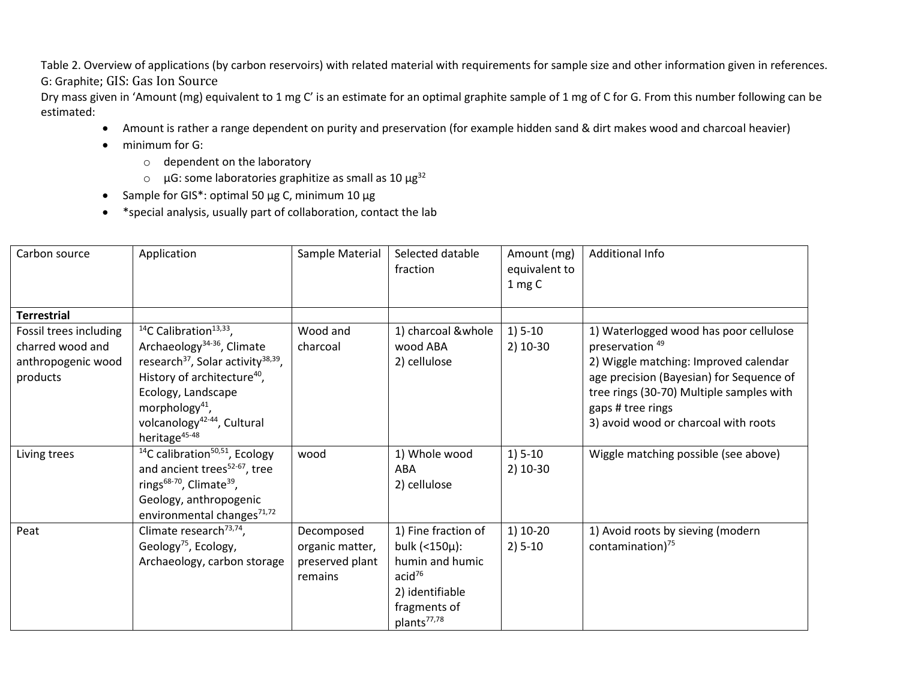Table 2. Overview of applications (by carbon reservoirs) with related material with requirements for sample size and other information given in references. G: Graphite; GIS: Gas Ion Source

Dry mass given in 'Amount (mg) equivalent to 1 mg C' is an estimate for an optimal graphite sample of 1 mg of C for G. From this number following can be estimated:

- Amount is rather a range dependent on purity and preservation (for example hidden sand & dirt makes wood and charcoal heavier)
- minimum for G:
  - dependent on the laboratory
  - µG: some laboratories graphitize as small as 10 µg[32]
- Sample for GIS*: optimal 50 µg C, minimum 10 µg
- *special analysis, usually part of collaboration, contact the lab

| Carbon source | Application | Sample Material | Selected datable fraction | Amount (mg) equivalent to 1 mg C | Additional Info |
|---|---|---|---|---|---|
| **Terrestrial** | | | | | |
| Fossil trees including charred wood and anthropogenic wood products | $^{14}$C Calibration[13,33], Archaeology[34-36], Climate research[37], Solar activity[38,39], History of architecture[40], Ecology, Landscape morphology[41], volcanology[42-44], Cultural heritage[45-48] | Wood and charcoal | 1) charcoal &whole wood ABA<br>2) cellulose | 1) 5-10<br>2) 10-30 | 1) Waterlogged wood has poor cellulose preservation [49]<br>2) Wiggle matching: Improved calendar age precision (Bayesian) for Sequence of tree rings (30-70) Multiple samples with gaps # tree rings<br>3) avoid wood or charcoal with roots |
| Living trees | $^{14}$C calibration[50,51], Ecology and ancient trees[52-67], tree rings[68-70], Climate[39], Geology, anthropogenic environmental changes[71,72] | wood | 1) Whole wood ABA<br>2) cellulose | 1) 5-10<br>2) 10-30 | Wiggle matching possible (see above) |
| Peat | Climate research[73,74], Geology[75], Ecology, Archaeology, carbon storage | Decomposed organic matter, preserved plant remains | 1) Fine fraction of bulk (<150µ): humin and humic acid[76]<br>2) identifiable fragments of plants[77,78] | 1) 10-20<br>2) 5-10 | 1) Avoid roots by sieving (modern contamination)[75] |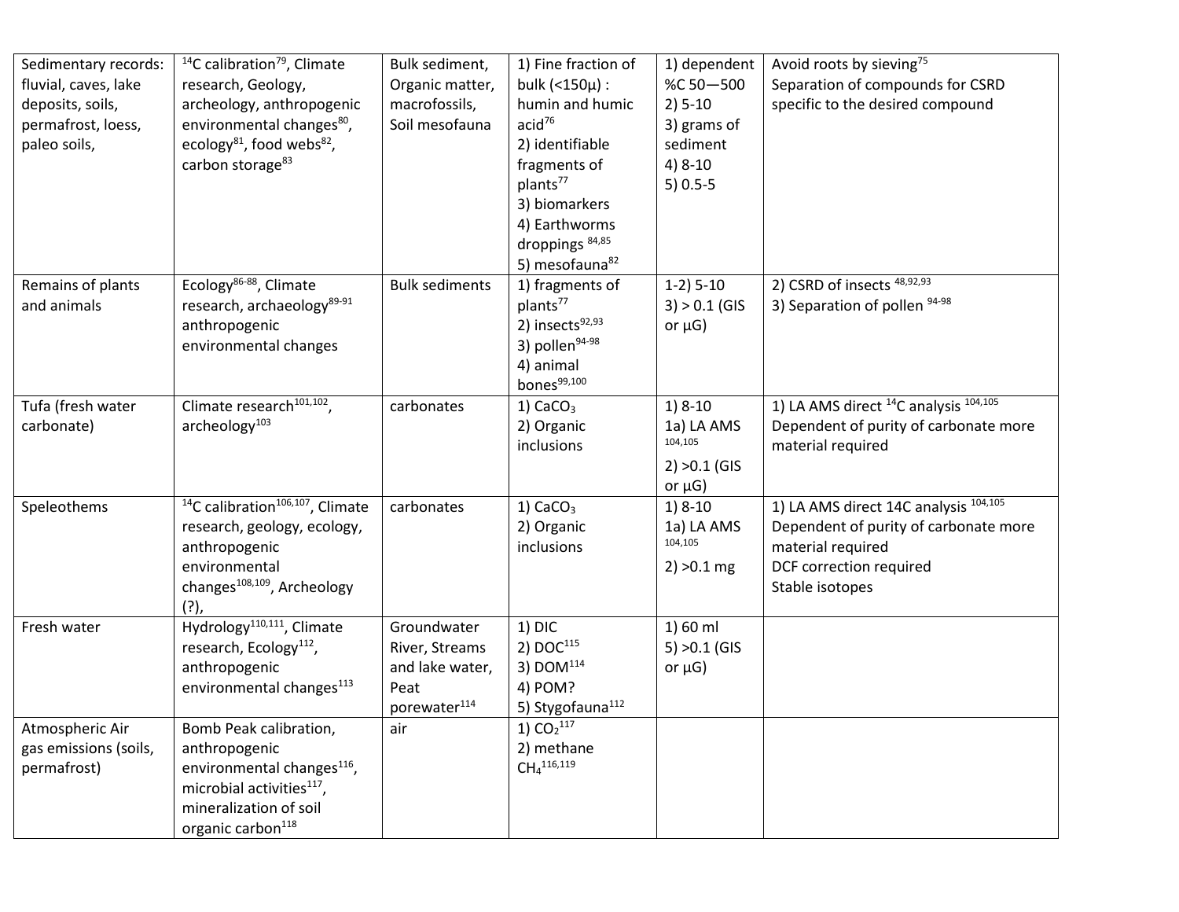| | | | | | |
|---|---|---|---|---|---|
| Sedimentary records: fluvial, caves, lake deposits, soils, permafrost, loess, paleo soils, | $^{14}C$ calibration[79], Climate research, Geology, archeology, anthropogenic environmental changes[80], ecology[81], food webs[82], carbon storage[83] | Bulk sediment, Organic matter, macrofossils, Soil mesofauna | 1) Fine fraction of bulk (<150µ) : humin and humic acid[76]<br>2) identifiable fragments of plants[77]<br>3) biomarkers<br>4) Earthworms droppings [84,85]<br>5) mesofauna[82] | 1) dependent %C 50—500<br>2) 5-10<br>3) grams of sediment<br>4) 8-10<br>5) 0.5-5 | Avoid roots by sieving[75]<br>Separation of compounds for CSRD specific to the desired compound |
| Remains of plants and animals | Ecology[86-88], Climate research, archaeology[89-91] anthropogenic environmental changes | Bulk sediments | 1) fragments of plants[77]<br>2) insects[92,93]<br>3) pollen[94-98]<br>4) animal bones[99,100] | 1-2) 5-10<br>3) > 0.1 (GIS or µG) | 2) CSRD of insects [48,92,93]<br>3) Separation of pollen [94-98] |
| Tufa (fresh water carbonate) | Climate research[101,102], archeology[103] | carbonates | 1) $CaCO_3$<br>2) Organic inclusions | 1) 8-10<br>1a) LA AMS [104,105]<br>2) >0.1 (GIS or µG) | 1) LA AMS direct $^{14}C$ analysis [104,105]<br>Dependent of purity of carbonate more material required |
| Speleothems | $^{14}C$ calibration[106,107], Climate research, geology, ecology, anthropogenic environmental changes[108,109], Archeology (?), | carbonates | 1) $CaCO_3$<br>2) Organic inclusions | 1) 8-10<br>1a) LA AMS [104,105]<br>2) >0.1 mg | 1) LA AMS direct 14C analysis [104,105]<br>Dependent of purity of carbonate more material required<br>DCF correction required<br>Stable isotopes |
| Fresh water | Hydrology[110,111], Climate research, Ecology[112], anthropogenic environmental changes[113] | Groundwater River, Streams and lake water, Peat porewater[114] | 1) DIC<br>2) DOC[115]<br>3) DOM[114]<br>4) POM?<br>5) Stygofauna[112] | 1) 60 ml<br>5) >0.1 (GIS or µG) | |
| Atmospheric Air gas emissions (soils, permafrost) | Bomb Peak calibration, anthropogenic environmental changes[116], microbial activities[117], mineralization of soil organic carbon[118] | air | 1) $CO_2$[117]<br>2) methane $CH_4$[116,119] | | |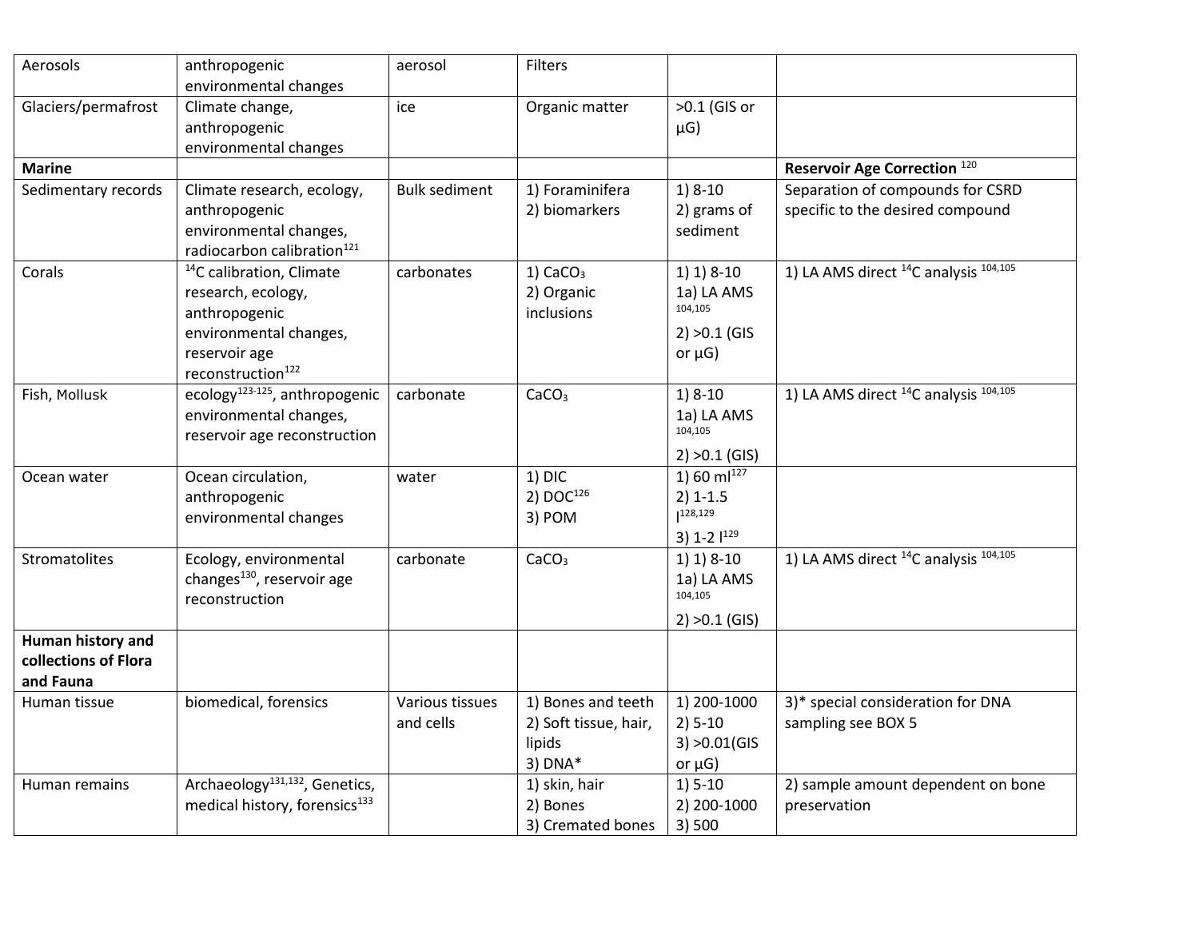| Aerosols | anthropogenic environmental changes | aerosol | Filters | | |
|---|---|---|---|---|---|
| Glaciers/permafrost | Climate change, anthropogenic environmental changes | ice | Organic matter | >0.1 (GIS or µG) | |
| **Marine** | | | | | **Reservoir Age Correction** [120] |
| Sedimentary records | Climate research, ecology, anthropogenic environmental changes, radiocarbon calibration[121] | Bulk sediment | 1) Foraminifera<br>2) biomarkers | 1) 8-10<br>2) grams of sediment | Separation of compounds for CSRD specific to the desired compound |
| Corals | $^{14}C$ calibration, Climate research, ecology, anthropogenic environmental changes, reservoir age reconstruction[122] | carbonates | 1) $CaCO_3$<br>2) Organic inclusions | 1) 1) 8-10<br>1a) LA AMS [104,105]<br>2) >0.1 (GIS or µG) | 1) LA AMS direct $^{14}C$ analysis [104,105] |
| Fish, Mollusk | ecology[123-125], anthropogenic environmental changes, reservoir age reconstruction | carbonate | $CaCO_3$ | 1) 8-10<br>1a) LA AMS [104,105]<br>2) >0.1 (GIS) | 1) LA AMS direct $^{14}C$ analysis [104,105] |
| Ocean water | Ocean circulation, anthropogenic environmental changes | water | 1) DIC<br>2) DOC[126]<br>3) POM | 1) 60 ml[127]<br>2) 1-1.5 l[128,129]<br>3) 1-2 l[129] | |
| Stromatolites | Ecology, environmental changes[130], reservoir age reconstruction | carbonate | $CaCO_3$ | 1) 1) 8-10<br>1a) LA AMS [104,105]<br>2) >0.1 (GIS) | 1) LA AMS direct $^{14}C$ analysis [104,105] |
| **Human history and collections of Flora and Fauna** | | | | | |
| Human tissue | biomedical, forensics | Various tissues and cells | 1) Bones and teeth<br>2) Soft tissue, hair, lipids<br>3) DNA* | 1) 200-1000<br>2) 5-10<br>3) >0.01(GIS or µG) | 3)* special consideration for DNA sampling see BOX 5 |
| Human remains | Archaeology[131,132], Genetics, medical history, forensics[133] | | 1) skin, hair<br>2) Bones<br>3) Cremated bones | 1) 5-10<br>2) 200-1000<br>3) 500 | 2) sample amount dependent on bone preservation |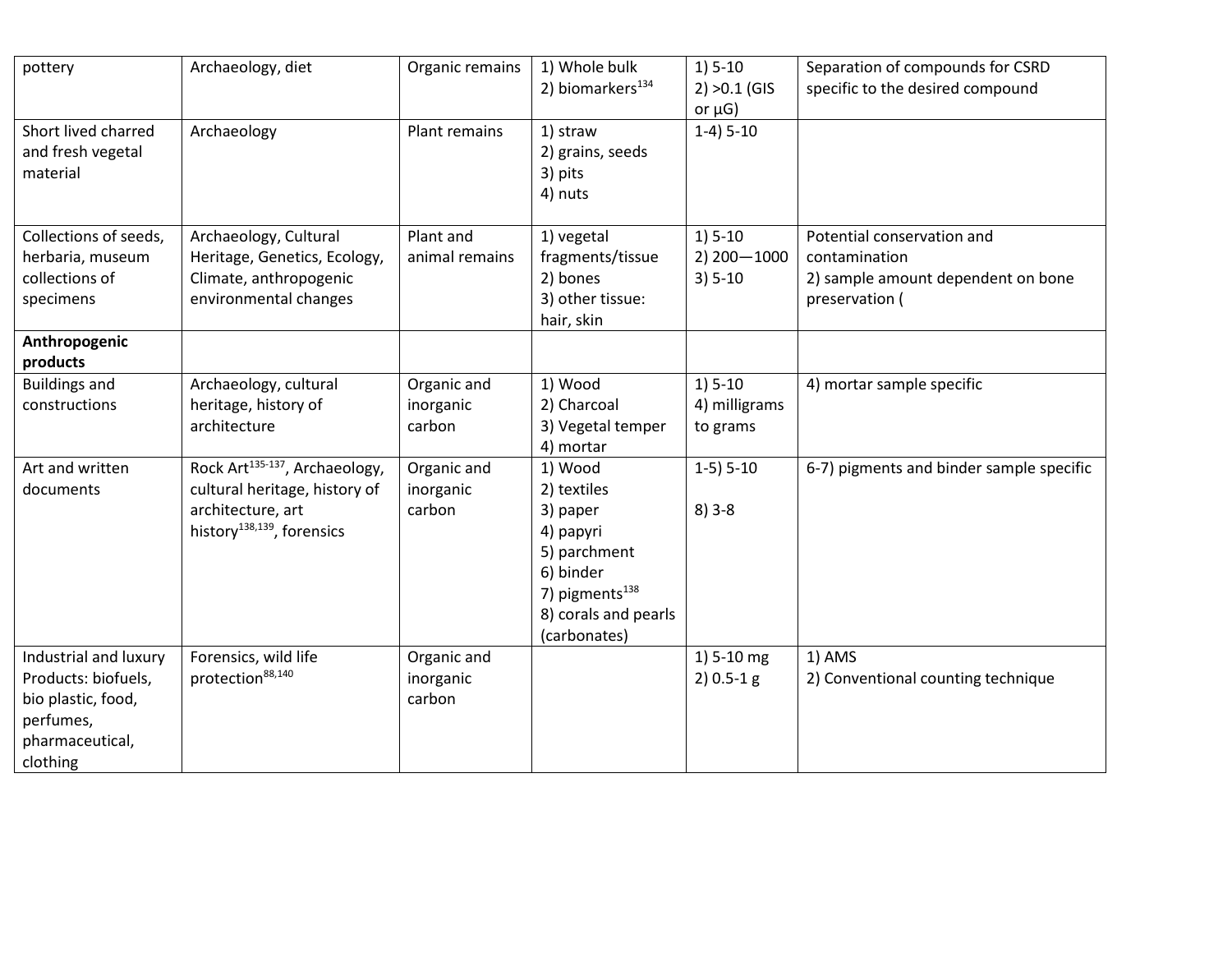| pottery | Archaeology, diet | Organic remains | 1) Whole bulk<br>2) biomarkers[134] | 1) 5-10<br>2) >0.1 (GIS or µG) | Separation of compounds for CSRD specific to the desired compound |
|---|---|---|---|---|---|
| Short lived charred and fresh vegetal material | Archaeology | Plant remains | 1) straw<br>2) grains, seeds<br>3) pits<br>4) nuts | 1-4) 5-10 | |
| Collections of seeds, herbaria, museum collections of specimens | Archaeology, Cultural Heritage, Genetics, Ecology, Climate, anthropogenic environmental changes | Plant and animal remains | 1) vegetal fragments/tissue<br>2) bones<br>3) other tissue: hair, skin | 1) 5-10<br>2) 200—1000<br>3) 5-10 | Potential conservation and contamination<br>2) sample amount dependent on bone preservation ( |
| **Anthropogenic products** | | | | | |
| Buildings and constructions | Archaeology, cultural heritage, history of architecture | Organic and inorganic carbon | 1) Wood<br>2) Charcoal<br>3) Vegetal temper<br>4) mortar | 1) 5-10<br>4) milligrams to grams | 4) mortar sample specific |
| Art and written documents | Rock Art[135-137], Archaeology, cultural heritage, history of architecture, art history[138,139], forensics | Organic and inorganic carbon | 1) Wood<br>2) textiles<br>3) paper<br>4) papyri<br>5) parchment<br>6) binder<br>7) pigments[138]<br>8) corals and pearls (carbonates) | 1-5) 5-10<br><br>8) 3-8 | 6-7) pigments and binder sample specific |
| Industrial and luxury Products: biofuels, bio plastic, food, perfumes, pharmaceutical, clothing | Forensics, wild life protection[88,140] | Organic and inorganic carbon | | 1) 5-10 mg<br>2) 0.5-1 g | 1) AMS<br>2) Conventional counting technique |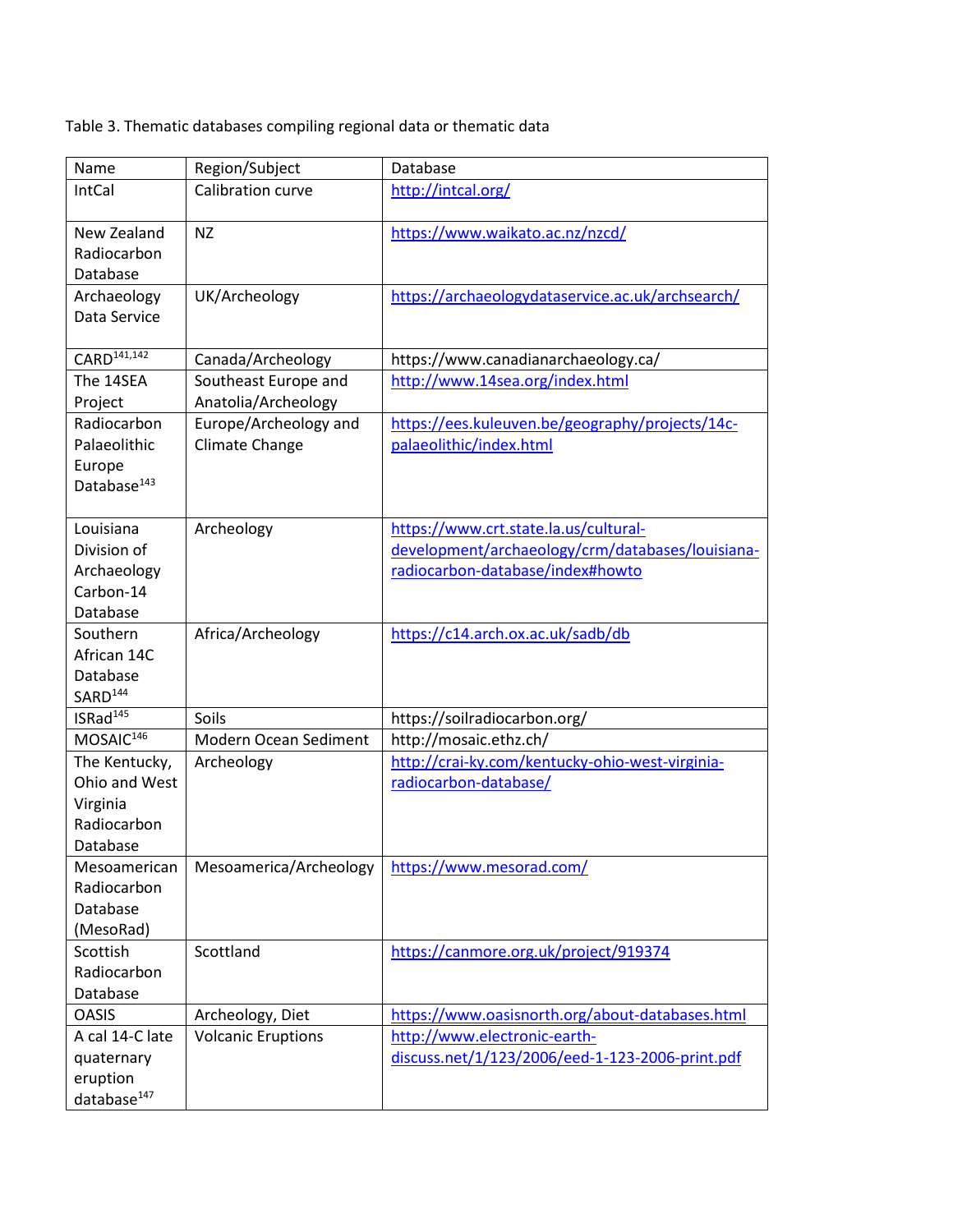Table 3. Thematic databases compiling regional data or thematic data

| Name | Region/Subject | Database |
| --- | --- | --- |
| IntCal | Calibration curve | http://intcal.org/ |
| New Zealand Radiocarbon Database | NZ | https://www.waikato.ac.nz/nzcd/ |
| Archaeology Data Service | UK/Archeology | https://archaeologydataservice.ac.uk/archsearch/ |
| CARD[141,142] | Canada/Archeology | https://www.canadianarchaeology.ca/ |
| The 14SEA Project | Southeast Europe and Anatolia/Archeology | http://www.14sea.org/index.html |
| Radiocarbon Palaeolithic Europe Database[143] | Europe/Archeology and Climate Change | https://ees.kuleuven.be/geography/projects/14c-palaeolithic/index.html |
| Louisiana Division of Archaeology Carbon-14 Database | Archeology | https://www.crt.state.la.us/cultural-development/archaeology/crm/databases/louisiana-radiocarbon-database/index#howto |
| Southern African 14C Database SARD[144] | Africa/Archeology | https://c14.arch.ox.ac.uk/sadb/db |
| ISRad[145] | Soils | https://soilradiocarbon.org/ |
| MOSAIC[146] | Modern Ocean Sediment | http://mosaic.ethz.ch/ |
| The Kentucky, Ohio and West Virginia Radiocarbon Database | Archeology | http://crai-ky.com/kentucky-ohio-west-virginia-radiocarbon-database/ |
| Mesoamerican Radiocarbon Database (MesoRad) | Mesoamerica/Archeology | https://www.mesorad.com/ |
| Scottish Radiocarbon Database | Scottland | https://canmore.org.uk/project/919374 |
| OASIS | Archeology, Diet | https://www.oasisnorth.org/about-databases.html |
| A cal 14-C late quaternary eruption database[147] | Volcanic Eruptions | http://www.electronic-earth-discuss.net/1/123/2006/eed-1-123-2006-print.pdf |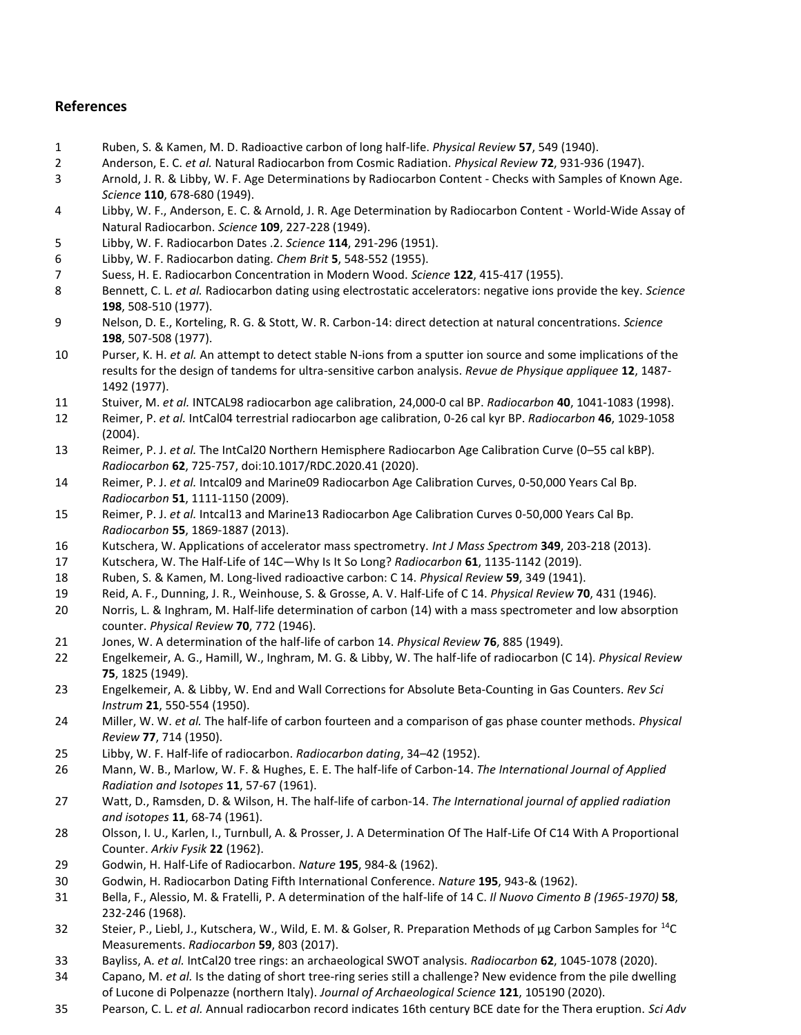## References

1. Ruben, S. & Kamen, M. D. Radioactive carbon of long half-life. *Physical Review* **57**, 549 (1940).
2. Anderson, E. C. *et al.* Natural Radiocarbon from Cosmic Radiation. *Physical Review* **72**, 931-936 (1947).
3. Arnold, J. R. & Libby, W. F. Age Determinations by Radiocarbon Content - Checks with Samples of Known Age. *Science* **110**, 678-680 (1949).
4. Libby, W. F., Anderson, E. C. & Arnold, J. R. Age Determination by Radiocarbon Content - World-Wide Assay of Natural Radiocarbon. *Science* **109**, 227-228 (1949).
5. Libby, W. F. Radiocarbon Dates .2. *Science* **114**, 291-296 (1951).
6. Libby, W. F. Radiocarbon dating. *Chem Brit* **5**, 548-552 (1955).
7. Suess, H. E. Radiocarbon Concentration in Modern Wood. *Science* **122**, 415-417 (1955).
8. Bennett, C. L. *et al.* Radiocarbon dating using electrostatic accelerators: negative ions provide the key. *Science* **198**, 508-510 (1977).
9. Nelson, D. E., Korteling, R. G. & Stott, W. R. Carbon-14: direct detection at natural concentrations. *Science* **198**, 507-508 (1977).
10. Purser, K. H. *et al.* An attempt to detect stable N-ions from a sputter ion source and some implications of the results for the design of tandems for ultra-sensitive carbon analysis. *Revue de Physique appliquee* **12**, 1487-1492 (1977).
11. Stuiver, M. *et al.* INTCAL98 radiocarbon age calibration, 24,000-0 cal BP. *Radiocarbon* **40**, 1041-1083 (1998).
12. Reimer, P. *et al.* IntCal04 terrestrial radiocarbon age calibration, 0-26 cal kyr BP. *Radiocarbon* **46**, 1029-1058 (2004).
13. Reimer, P. J. *et al.* The IntCal20 Northern Hemisphere Radiocarbon Age Calibration Curve (0–55 cal kBP). *Radiocarbon* **62**, 725-757, doi:10.1017/RDC.2020.41 (2020).
14. Reimer, P. J. *et al.* Intcal09 and Marine09 Radiocarbon Age Calibration Curves, 0-50,000 Years Cal Bp. *Radiocarbon* **51**, 1111-1150 (2009).
15. Reimer, P. J. *et al.* Intcal13 and Marine13 Radiocarbon Age Calibration Curves 0-50,000 Years Cal Bp. *Radiocarbon* **55**, 1869-1887 (2013).
16. Kutschera, W. Applications of accelerator mass spectrometry. *Int J Mass Spectrom* **349**, 203-218 (2013).
17. Kutschera, W. The Half-Life of 14C—Why Is It So Long? *Radiocarbon* **61**, 1135-1142 (2019).
18. Ruben, S. & Kamen, M. Long-lived radioactive carbon: C 14. *Physical Review* **59**, 349 (1941).
19. Reid, A. F., Dunning, J. R., Weinhouse, S. & Grosse, A. V. Half-Life of C 14. *Physical Review* **70**, 431 (1946).
20. Norris, L. & Inghram, M. Half-life determination of carbon (14) with a mass spectrometer and low absorption counter. *Physical Review* **70**, 772 (1946).
21. Jones, W. A determination of the half-life of carbon 14. *Physical Review* **76**, 885 (1949).
22. Engelkemeir, A. G., Hamill, W., Inghram, M. G. & Libby, W. The half-life of radiocarbon (C 14). *Physical Review* **75**, 1825 (1949).
23. Engelkemeir, A. & Libby, W. End and Wall Corrections for Absolute Beta-Counting in Gas Counters. *Rev Sci Instrum* **21**, 550-554 (1950).
24. Miller, W. W. *et al.* The half-life of carbon fourteen and a comparison of gas phase counter methods. *Physical Review* **77**, 714 (1950).
25. Libby, W. F. Half-life of radiocarbon. *Radiocarbon dating*, 34–42 (1952).
26. Mann, W. B., Marlow, W. F. & Hughes, E. E. The half-life of Carbon-14. *The International Journal of Applied Radiation and Isotopes* **11**, 57-67 (1961).
27. Watt, D., Ramsden, D. & Wilson, H. The half-life of carbon-14. *The International journal of applied radiation and isotopes* **11**, 68-74 (1961).
28. Olsson, I. U., Karlen, I., Turnbull, A. & Prosser, J. A Determination Of The Half-Life Of C14 With A Proportional Counter. *Arkiv Fysik* **22** (1962).
29. Godwin, H. Half-Life of Radiocarbon. *Nature* **195**, 984-& (1962).
30. Godwin, H. Radiocarbon Dating Fifth International Conference. *Nature* **195**, 943-& (1962).
31. Bella, F., Alessio, M. & Fratelli, P. A determination of the half-life of 14 C. *Il Nuovo Cimento B (1965-1970)* **58**, 232-246 (1968).
32. Steier, P., Liebl, J., Kutschera, W., Wild, E. M. & Golser, R. Preparation Methods of µg Carbon Samples for $^{14}C$ Measurements. *Radiocarbon* **59**, 803 (2017).
33. Bayliss, A. *et al.* IntCal20 tree rings: an archaeological SWOT analysis. *Radiocarbon* **62**, 1045-1078 (2020).
34. Capano, M. *et al.* Is the dating of short tree-ring series still a challenge? New evidence from the pile dwelling of Lucone di Polpenazze (northern Italy). *Journal of Archaeological Science* **121**, 105190 (2020).
35. Pearson, C. L. *et al.* Annual radiocarbon record indicates 16th century BCE date for the Thera eruption. *Sci Adv*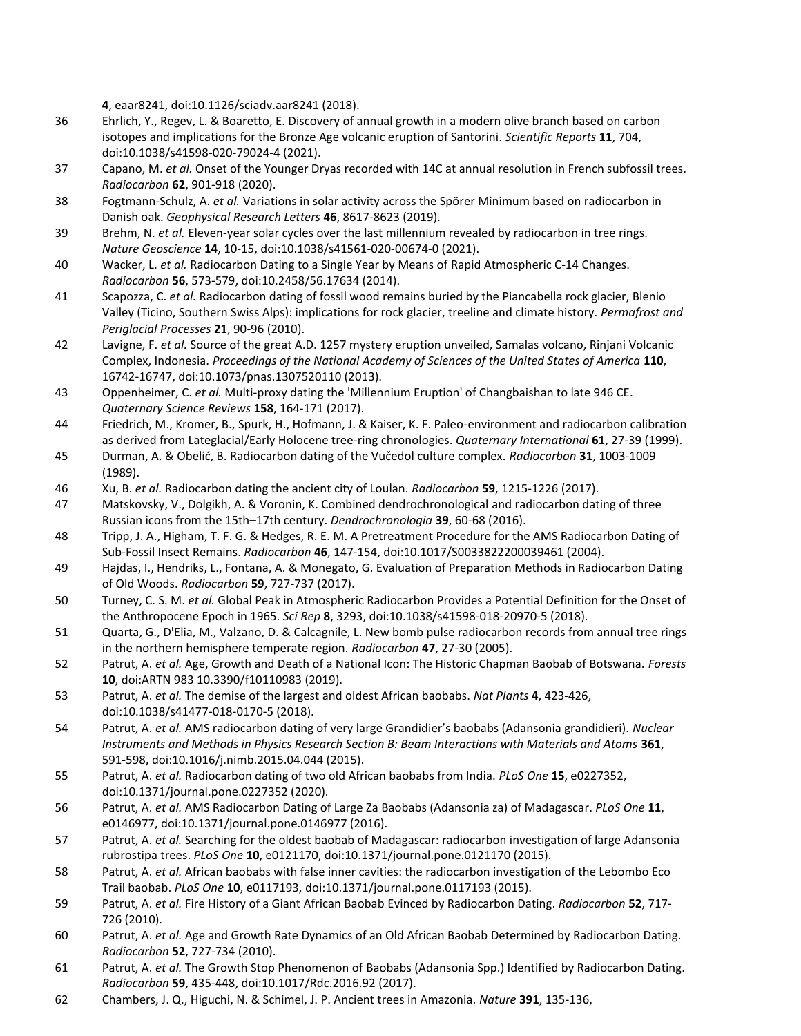4, eaar8241, doi:10.1126/sciadv.aar8241 (2018).

36. Ehrlich, Y., Regev, L. & Boaretto, E. Discovery of annual growth in a modern olive branch based on carbon isotopes and implications for the Bronze Age volcanic eruption of Santorini. *Scientific Reports* **11**, 704, doi:10.1038/s41598-020-79024-4 (2021).
37. Capano, M. *et al.* Onset of the Younger Dryas recorded with 14C at annual resolution in French subfossil trees. *Radiocarbon* **62**, 901-918 (2020).
38. Fogtmann-Schultz, A. *et al.* Variations in solar activity across the Spörer Minimum based on radiocarbon in Danish oak. *Geophysical Research Letters* **46**, 8617-8623 (2019).
39. Brehm, N. *et al.* Eleven-year solar cycles over the last millennium revealed by radiocarbon in tree rings. *Nature Geoscience* **14**, 10-15, doi:10.1038/s41561-020-00674-0 (2021).
40. Wacker, L. *et al.* Radiocarbon Dating to a Single Year by Means of Rapid Atmospheric C-14 Changes. *Radiocarbon* **56**, 573-579, doi:10.2458/56.17634 (2014).
41. Scapozza, C. *et al.* Radiocarbon dating of fossil wood remains buried by the Piancabella rock glacier, Blenio Valley (Ticino, Southern Swiss Alps): implications for rock glacier, treeline and climate history. *Permafrost and Periglacial Processes* **21**, 90-96 (2010).
42. Lavigne, F. *et al.* Source of the great A.D. 1257 mystery eruption unveiled, Samalas volcano, Rinjani Volcanic Complex, Indonesia. *Proceedings of the National Academy of Sciences of the United States of America* **110**, 16742-16747, doi:10.1073/pnas.1307520110 (2013).
43. Oppenheimer, C. *et al.* Multi-proxy dating the 'Millennium Eruption' of Changbaishan to late 946 CE. *Quaternary Science Reviews* **158**, 164-171 (2017).
44. Friedrich, M., Kromer, B., Spurk, H., Hofmann, J. & Kaiser, K. F. Paleo-environment and radiocarbon calibration as derived from Lateglacial/Early Holocene tree-ring chronologies. *Quaternary International* **61**, 27-39 (1999).
45. Durman, A. & Obelić, B. Radiocarbon dating of the Vučedol culture complex. *Radiocarbon* **31**, 1003-1009 (1989).
46. Xu, B. *et al.* Radiocarbon dating the ancient city of Loulan. *Radiocarbon* **59**, 1215-1226 (2017).
47. Matskovsky, V., Dolgikh, A. & Voronin, K. Combined dendrochronological and radiocarbon dating of three Russian icons from the 15th–17th century. *Dendrochronologia* **39**, 60-68 (2016).
48. Tripp, J. A., Higham, T. F. G. & Hedges, R. E. M. A Pretreatment Procedure for the AMS Radiocarbon Dating of Sub-Fossil Insect Remains. *Radiocarbon* **46**, 147-154, doi:10.1017/S0033822200039461 (2004).
49. Hajdas, I., Hendriks, L., Fontana, A. & Monegato, G. Evaluation of Preparation Methods in Radiocarbon Dating of Old Woods. *Radiocarbon* **59**, 727-737 (2017).
50. Turney, C. S. M. *et al.* Global Peak in Atmospheric Radiocarbon Provides a Potential Definition for the Onset of the Anthropocene Epoch in 1965. *Sci Rep* **8**, 3293, doi:10.1038/s41598-018-20970-5 (2018).
51. Quarta, G., D'Elia, M., Valzano, D. & Calcagnile, L. New bomb pulse radiocarbon records from annual tree rings in the northern hemisphere temperate region. *Radiocarbon* **47**, 27-30 (2005).
52. Patrut, A. *et al.* Age, Growth and Death of a National Icon: The Historic Chapman Baobab of Botswana. *Forests* **10**, doi:ARTN 983 10.3390/f10110983 (2019).
53. Patrut, A. *et al.* The demise of the largest and oldest African baobabs. *Nat Plants* **4**, 423-426, doi:10.1038/s41477-018-0170-5 (2018).
54. Patrut, A. *et al.* AMS radiocarbon dating of very large Grandidier's baobabs (Adansonia grandidieri). *Nuclear Instruments and Methods in Physics Research Section B: Beam Interactions with Materials and Atoms* **361**, 591-598, doi:10.1016/j.nimb.2015.04.044 (2015).
55. Patrut, A. *et al.* Radiocarbon dating of two old African baobabs from India. *PLoS One* **15**, e0227352, doi:10.1371/journal.pone.0227352 (2020).
56. Patrut, A. *et al.* AMS Radiocarbon Dating of Large Za Baobabs (Adansonia za) of Madagascar. *PLoS One* **11**, e0146977, doi:10.1371/journal.pone.0146977 (2016).
57. Patrut, A. *et al.* Searching for the oldest baobab of Madagascar: radiocarbon investigation of large Adansonia rubrostipa trees. *PLoS One* **10**, e0121170, doi:10.1371/journal.pone.0121170 (2015).
58. Patrut, A. *et al.* African baobabs with false inner cavities: the radiocarbon investigation of the Lebombo Eco Trail baobab. *PLoS One* **10**, e0117193, doi:10.1371/journal.pone.0117193 (2015).
59. Patrut, A. *et al.* Fire History of a Giant African Baobab Evinced by Radiocarbon Dating. *Radiocarbon* **52**, 717-726 (2010).
60. Patrut, A. *et al.* Age and Growth Rate Dynamics of an Old African Baobab Determined by Radiocarbon Dating. *Radiocarbon* **52**, 727-734 (2010).
61. Patrut, A. *et al.* The Growth Stop Phenomenon of Baobabs (Adansonia Spp.) Identified by Radiocarbon Dating. *Radiocarbon* **59**, 435-448, doi:10.1017/Rdc.2016.92 (2017).
62. Chambers, J. Q., Higuchi, N. & Schimel, J. P. Ancient trees in Amazonia. *Nature* **391**, 135-136,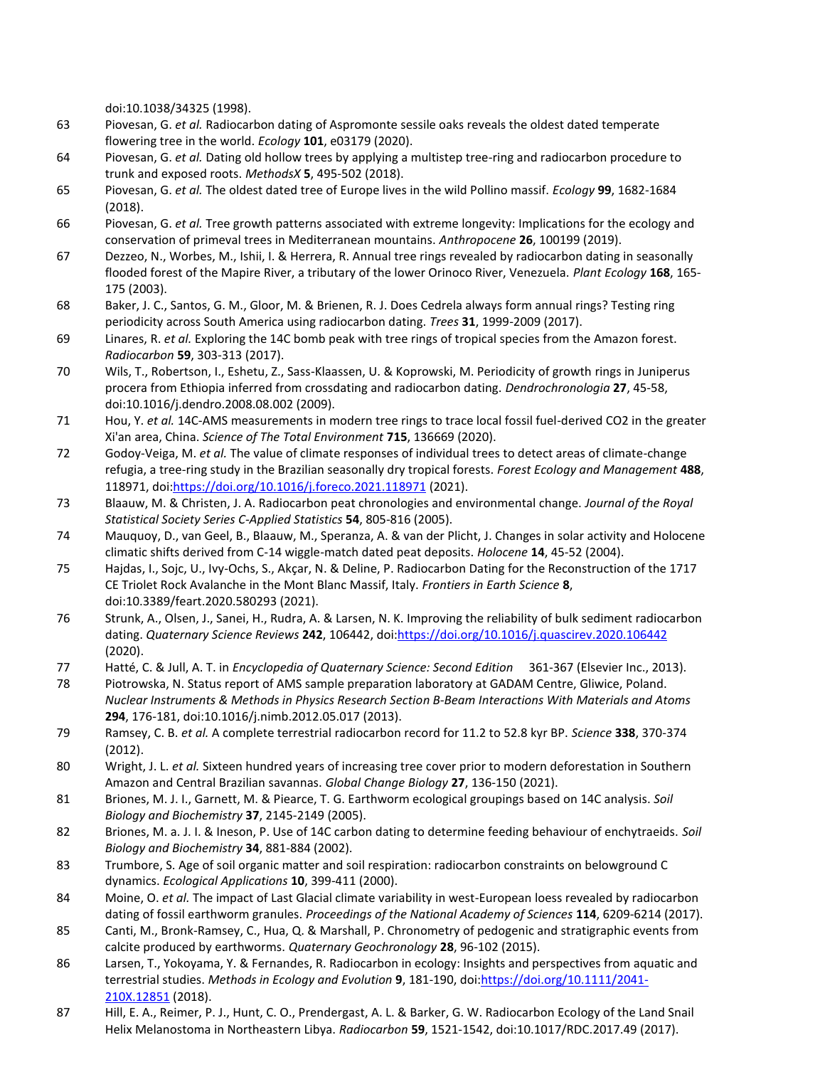doi:10.1038/34325 (1998).

63 Piovesan, G. *et al.* Radiocarbon dating of Aspromonte sessile oaks reveals the oldest dated temperate flowering tree in the world. *Ecology* **101**, e03179 (2020).

64 Piovesan, G. *et al.* Dating old hollow trees by applying a multistep tree-ring and radiocarbon procedure to trunk and exposed roots. *MethodsX* **5**, 495-502 (2018).

65 Piovesan, G. *et al.* The oldest dated tree of Europe lives in the wild Pollino massif. *Ecology* **99**, 1682-1684 (2018).

66 Piovesan, G. *et al.* Tree growth patterns associated with extreme longevity: Implications for the ecology and conservation of primeval trees in Mediterranean mountains. *Anthropocene* **26**, 100199 (2019).

67 Dezzeo, N., Worbes, M., Ishii, I. & Herrera, R. Annual tree rings revealed by radiocarbon dating in seasonally flooded forest of the Mapire River, a tributary of the lower Orinoco River, Venezuela. *Plant Ecology* **168**, 165-175 (2003).

68 Baker, J. C., Santos, G. M., Gloor, M. & Brienen, R. J. Does Cedrela always form annual rings? Testing ring periodicity across South America using radiocarbon dating. *Trees* **31**, 1999-2009 (2017).

69 Linares, R. *et al.* Exploring the 14C bomb peak with tree rings of tropical species from the Amazon forest. *Radiocarbon* **59**, 303-313 (2017).

70 Wils, T., Robertson, I., Eshetu, Z., Sass-Klaassen, U. & Koprowski, M. Periodicity of growth rings in Juniperus procera from Ethiopia inferred from crossdating and radiocarbon dating. *Dendrochronologia* **27**, 45-58, doi:10.1016/j.dendro.2008.08.002 (2009).

71 Hou, Y. *et al.* 14C-AMS measurements in modern tree rings to trace local fossil fuel-derived CO2 in the greater Xi'an area, China. *Science of The Total Environment* **715**, 136669 (2020).

72 Godoy-Veiga, M. *et al.* The value of climate responses of individual trees to detect areas of climate-change refugia, a tree-ring study in the Brazilian seasonally dry tropical forests. *Forest Ecology and Management* **488**, 118971, doi:https://doi.org/10.1016/j.foreco.2021.118971 (2021).

73 Blaauw, M. & Christen, J. A. Radiocarbon peat chronologies and environmental change. *Journal of the Royal Statistical Society Series C-Applied Statistics* **54**, 805-816 (2005).

74 Mauquoy, D., van Geel, B., Blaauw, M., Speranza, A. & van der Plicht, J. Changes in solar activity and Holocene climatic shifts derived from C-14 wiggle-match dated peat deposits. *Holocene* **14**, 45-52 (2004).

75 Hajdas, I., Sojc, U., Ivy-Ochs, S., Akçar, N. & Deline, P. Radiocarbon Dating for the Reconstruction of the 1717 CE Triolet Rock Avalanche in the Mont Blanc Massif, Italy. *Frontiers in Earth Science* **8**, doi:10.3389/feart.2020.580293 (2021).

76 Strunk, A., Olsen, J., Sanei, H., Rudra, A. & Larsen, N. K. Improving the reliability of bulk sediment radiocarbon dating. *Quaternary Science Reviews* **242**, 106442, doi:https://doi.org/10.1016/j.quascirev.2020.106442 (2020).

77 Hatté, C. & Jull, A. T. in *Encyclopedia of Quaternary Science: Second Edition* 361-367 (Elsevier Inc., 2013).

78 Piotrowska, N. Status report of AMS sample preparation laboratory at GADAM Centre, Gliwice, Poland. *Nuclear Instruments & Methods in Physics Research Section B-Beam Interactions With Materials and Atoms* **294**, 176-181, doi:10.1016/j.nimb.2012.05.017 (2013).

79 Ramsey, C. B. *et al.* A complete terrestrial radiocarbon record for 11.2 to 52.8 kyr BP. *Science* **338**, 370-374 (2012).

80 Wright, J. L. *et al.* Sixteen hundred years of increasing tree cover prior to modern deforestation in Southern Amazon and Central Brazilian savannas. *Global Change Biology* **27**, 136-150 (2021).

81 Briones, M. J. I., Garnett, M. & Piearce, T. G. Earthworm ecological groupings based on 14C analysis. *Soil Biology and Biochemistry* **37**, 2145-2149 (2005).

82 Briones, M. a. J. I. & Ineson, P. Use of 14C carbon dating to determine feeding behaviour of enchytraeids. *Soil Biology and Biochemistry* **34**, 881-884 (2002).

83 Trumbore, S. Age of soil organic matter and soil respiration: radiocarbon constraints on belowground C dynamics. *Ecological Applications* **10**, 399-411 (2000).

84 Moine, O. *et al.* The impact of Last Glacial climate variability in west-European loess revealed by radiocarbon dating of fossil earthworm granules. *Proceedings of the National Academy of Sciences* **114**, 6209-6214 (2017).

85 Canti, M., Bronk-Ramsey, C., Hua, Q. & Marshall, P. Chronometry of pedogenic and stratigraphic events from calcite produced by earthworms. *Quaternary Geochronology* **28**, 96-102 (2015).

86 Larsen, T., Yokoyama, Y. & Fernandes, R. Radiocarbon in ecology: Insights and perspectives from aquatic and terrestrial studies. *Methods in Ecology and Evolution* **9**, 181-190, doi:https://doi.org/10.1111/2041-210X.12851 (2018).

87 Hill, E. A., Reimer, P. J., Hunt, C. O., Prendergast, A. L. & Barker, G. W. Radiocarbon Ecology of the Land Snail Helix Melanostoma in Northeastern Libya. *Radiocarbon* **59**, 1521-1542, doi:10.1017/RDC.2017.49 (2017).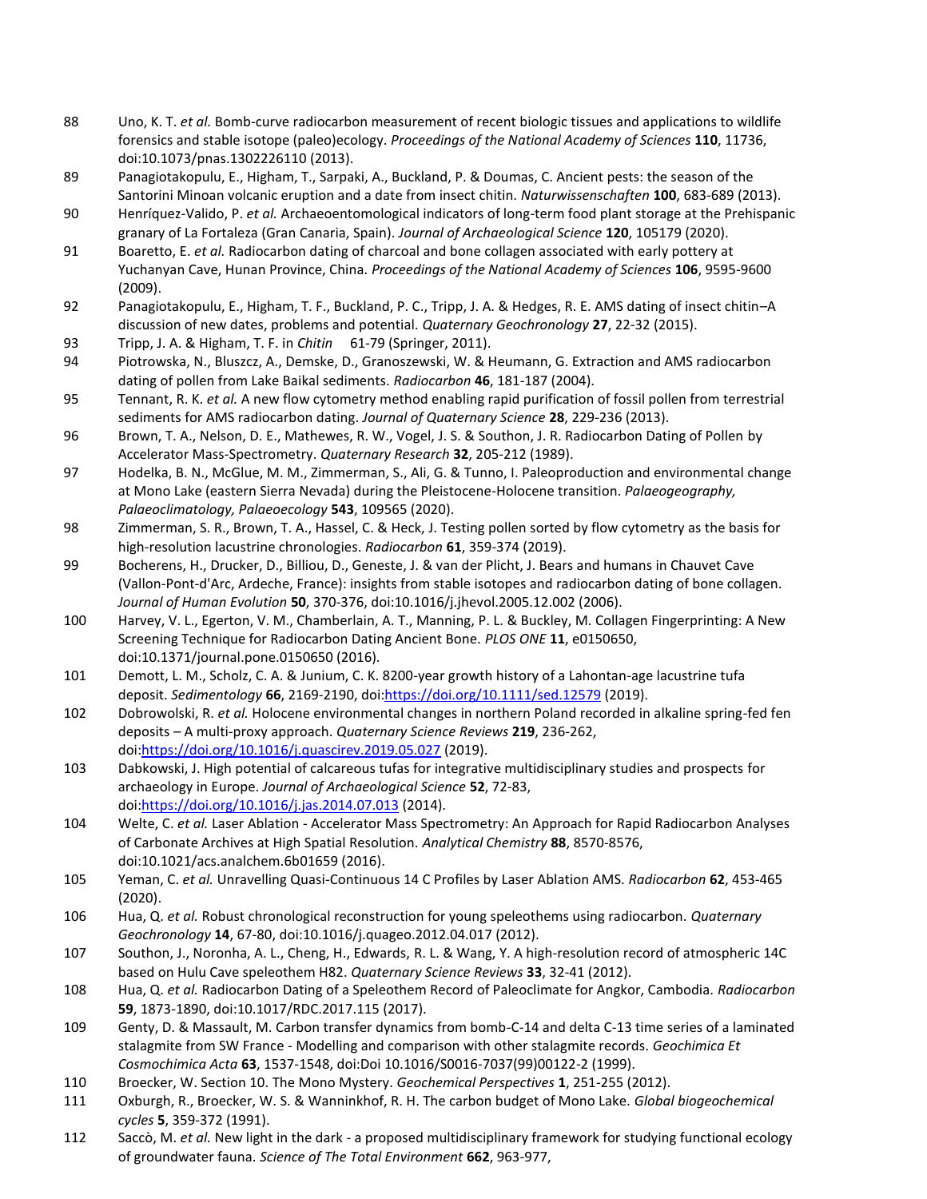88 Uno, K. T. *et al.* Bomb-curve radiocarbon measurement of recent biologic tissues and applications to wildlife forensics and stable isotope (paleo)ecology. *Proceedings of the National Academy of Sciences* **110**, 11736, doi:10.1073/pnas.1302226110 (2013).

89 Panagiotakopulu, E., Higham, T., Sarpaki, A., Buckland, P. & Doumas, C. Ancient pests: the season of the Santorini Minoan volcanic eruption and a date from insect chitin. *Naturwissenschaften* **100**, 683-689 (2013).

90 Henríquez-Valido, P. *et al.* Archaeoentomological indicators of long-term food plant storage at the Prehispanic granary of La Fortaleza (Gran Canaria, Spain). *Journal of Archaeological Science* **120**, 105179 (2020).

91 Boaretto, E. *et al.* Radiocarbon dating of charcoal and bone collagen associated with early pottery at Yuchanyan Cave, Hunan Province, China. *Proceedings of the National Academy of Sciences* **106**, 9595-9600 (2009).

92 Panagiotakopulu, E., Higham, T. F., Buckland, P. C., Tripp, J. A. & Hedges, R. E. AMS dating of insect chitin–A discussion of new dates, problems and potential. *Quaternary Geochronology* **27**, 22-32 (2015).

93 Tripp, J. A. & Higham, T. F. in *Chitin* 61-79 (Springer, 2011).

94 Piotrowska, N., Bluszcz, A., Demske, D., Granoszewski, W. & Heumann, G. Extraction and AMS radiocarbon dating of pollen from Lake Baikal sediments. *Radiocarbon* **46**, 181-187 (2004).

95 Tennant, R. K. *et al.* A new flow cytometry method enabling rapid purification of fossil pollen from terrestrial sediments for AMS radiocarbon dating. *Journal of Quaternary Science* **28**, 229-236 (2013).

96 Brown, T. A., Nelson, D. E., Mathewes, R. W., Vogel, J. S. & Southon, J. R. Radiocarbon Dating of Pollen by Accelerator Mass-Spectrometry. *Quaternary Research* **32**, 205-212 (1989).

97 Hodelka, B. N., McGlue, M. M., Zimmerman, S., Ali, G. & Tunno, I. Paleoproduction and environmental change at Mono Lake (eastern Sierra Nevada) during the Pleistocene-Holocene transition. *Palaeogeography, Palaeoclimatology, Palaeoecology* **543**, 109565 (2020).

98 Zimmerman, S. R., Brown, T. A., Hassel, C. & Heck, J. Testing pollen sorted by flow cytometry as the basis for high-resolution lacustrine chronologies. *Radiocarbon* **61**, 359-374 (2019).

99 Bocherens, H., Drucker, D., Billiou, D., Geneste, J. & van der Plicht, J. Bears and humans in Chauvet Cave (Vallon-Pont-d'Arc, Ardeche, France): insights from stable isotopes and radiocarbon dating of bone collagen. *Journal of Human Evolution* **50**, 370-376, doi:10.1016/j.jhevol.2005.12.002 (2006).

100 Harvey, V. L., Egerton, V. M., Chamberlain, A. T., Manning, P. L. & Buckley, M. Collagen Fingerprinting: A New Screening Technique for Radiocarbon Dating Ancient Bone. *PLOS ONE* **11**, e0150650, doi:10.1371/journal.pone.0150650 (2016).

101 Demott, L. M., Scholz, C. A. & Junium, C. K. 8200-year growth history of a Lahontan-age lacustrine tufa deposit. *Sedimentology* **66**, 2169-2190, doi:https://doi.org/10.1111/sed.12579 (2019).

102 Dobrowolski, R. *et al.* Holocene environmental changes in northern Poland recorded in alkaline spring-fed fen deposits – A multi-proxy approach. *Quaternary Science Reviews* **219**, 236-262, doi:https://doi.org/10.1016/j.quascirev.2019.05.027 (2019).

103 Dabkowski, J. High potential of calcareous tufas for integrative multidisciplinary studies and prospects for archaeology in Europe. *Journal of Archaeological Science* **52**, 72-83, doi:https://doi.org/10.1016/j.jas.2014.07.013 (2014).

104 Welte, C. *et al.* Laser Ablation - Accelerator Mass Spectrometry: An Approach for Rapid Radiocarbon Analyses of Carbonate Archives at High Spatial Resolution. *Analytical Chemistry* **88**, 8570-8576, doi:10.1021/acs.analchem.6b01659 (2016).

105 Yeman, C. *et al.* Unravelling Quasi-Continuous 14 C Profiles by Laser Ablation AMS. *Radiocarbon* **62**, 453-465 (2020).

106 Hua, Q. *et al.* Robust chronological reconstruction for young speleothems using radiocarbon. *Quaternary Geochronology* **14**, 67-80, doi:10.1016/j.quageo.2012.04.017 (2012).

107 Southon, J., Noronha, A. L., Cheng, H., Edwards, R. L. & Wang, Y. A high-resolution record of atmospheric 14C based on Hulu Cave speleothem H82. *Quaternary Science Reviews* **33**, 32-41 (2012).

108 Hua, Q. *et al.* Radiocarbon Dating of a Speleothem Record of Paleoclimate for Angkor, Cambodia. *Radiocarbon* **59**, 1873-1890, doi:10.1017/RDC.2017.115 (2017).

109 Genty, D. & Massault, M. Carbon transfer dynamics from bomb-C-14 and delta C-13 time series of a laminated stalagmite from SW France - Modelling and comparison with other stalagmite records. *Geochimica Et Cosmochimica Acta* **63**, 1537-1548, doi:Doi 10.1016/S0016-7037(99)00122-2 (1999).

110 Broecker, W. Section 10. The Mono Mystery. *Geochemical Perspectives* **1**, 251-255 (2012).

111 Oxburgh, R., Broecker, W. S. & Wanninkhof, R. H. The carbon budget of Mono Lake. *Global biogeochemical cycles* **5**, 359-372 (1991).

112 Saccò, M. *et al.* New light in the dark - a proposed multidisciplinary framework for studying functional ecology of groundwater fauna. *Science of The Total Environment* **662**, 963-977,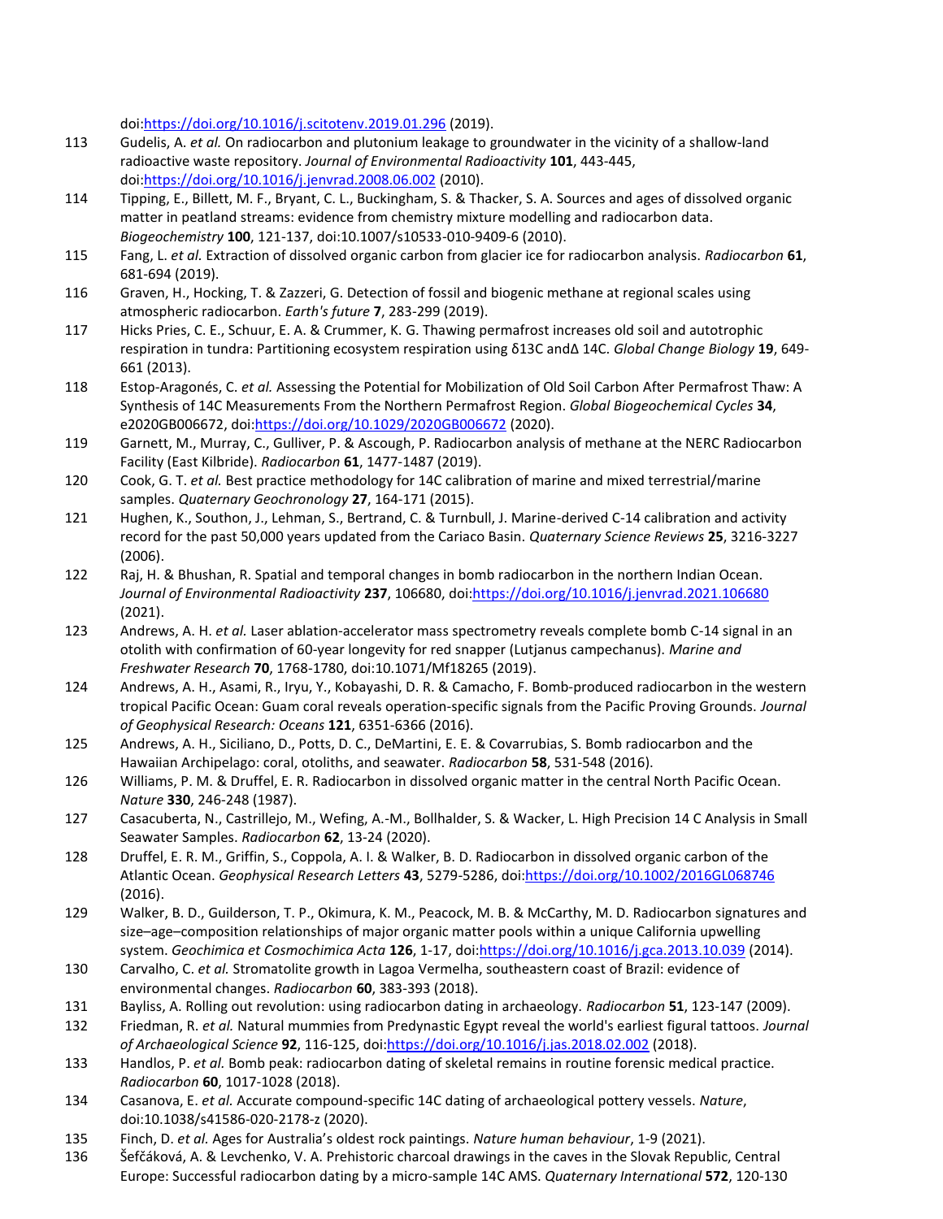doi:https://doi.org/10.1016/j.scitotenv.2019.01.296 (2019).

113 Gudelis, A. *et al.* On radiocarbon and plutonium leakage to groundwater in the vicinity of a shallow-land radioactive waste repository. *Journal of Environmental Radioactivity* **101**, 443-445, doi:https://doi.org/10.1016/j.jenvrad.2008.06.002 (2010).

114 Tipping, E., Billett, M. F., Bryant, C. L., Buckingham, S. & Thacker, S. A. Sources and ages of dissolved organic matter in peatland streams: evidence from chemistry mixture modelling and radiocarbon data. *Biogeochemistry* **100**, 121-137, doi:10.1007/s10533-010-9409-6 (2010).

115 Fang, L. *et al.* Extraction of dissolved organic carbon from glacier ice for radiocarbon analysis. *Radiocarbon* **61**, 681-694 (2019).

116 Graven, H., Hocking, T. & Zazzeri, G. Detection of fossil and biogenic methane at regional scales using atmospheric radiocarbon. *Earth's future* **7**, 283-299 (2019).

117 Hicks Pries, C. E., Schuur, E. A. & Crummer, K. G. Thawing permafrost increases old soil and autotrophic respiration in tundra: Partitioning ecosystem respiration using δ13C andΔ 14C. *Global Change Biology* **19**, 649-661 (2013).

118 Estop-Aragonés, C. *et al.* Assessing the Potential for Mobilization of Old Soil Carbon After Permafrost Thaw: A Synthesis of 14C Measurements From the Northern Permafrost Region. *Global Biogeochemical Cycles* **34**, e2020GB006672, doi:https://doi.org/10.1029/2020GB006672 (2020).

119 Garnett, M., Murray, C., Gulliver, P. & Ascough, P. Radiocarbon analysis of methane at the NERC Radiocarbon Facility (East Kilbride). *Radiocarbon* **61**, 1477-1487 (2019).

120 Cook, G. T. *et al.* Best practice methodology for 14C calibration of marine and mixed terrestrial/marine samples. *Quaternary Geochronology* **27**, 164-171 (2015).

121 Hughen, K., Southon, J., Lehman, S., Bertrand, C. & Turnbull, J. Marine-derived C-14 calibration and activity record for the past 50,000 years updated from the Cariaco Basin. *Quaternary Science Reviews* **25**, 3216-3227 (2006).

122 Raj, H. & Bhushan, R. Spatial and temporal changes in bomb radiocarbon in the northern Indian Ocean. *Journal of Environmental Radioactivity* **237**, 106680, doi:https://doi.org/10.1016/j.jenvrad.2021.106680 (2021).

123 Andrews, A. H. *et al.* Laser ablation-accelerator mass spectrometry reveals complete bomb C-14 signal in an otolith with confirmation of 60-year longevity for red snapper (Lutjanus campechanus). *Marine and Freshwater Research* **70**, 1768-1780, doi:10.1071/Mf18265 (2019).

124 Andrews, A. H., Asami, R., Iryu, Y., Kobayashi, D. R. & Camacho, F. Bomb-produced radiocarbon in the western tropical Pacific Ocean: Guam coral reveals operation-specific signals from the Pacific Proving Grounds. *Journal of Geophysical Research: Oceans* **121**, 6351-6366 (2016).

125 Andrews, A. H., Siciliano, D., Potts, D. C., DeMartini, E. E. & Covarrubias, S. Bomb radiocarbon and the Hawaiian Archipelago: coral, otoliths, and seawater. *Radiocarbon* **58**, 531-548 (2016).

126 Williams, P. M. & Druffel, E. R. Radiocarbon in dissolved organic matter in the central North Pacific Ocean. *Nature* **330**, 246-248 (1987).

127 Casacuberta, N., Castrillejo, M., Wefing, A.-M., Bollhalder, S. & Wacker, L. High Precision 14 C Analysis in Small Seawater Samples. *Radiocarbon* **62**, 13-24 (2020).

128 Druffel, E. R. M., Griffin, S., Coppola, A. I. & Walker, B. D. Radiocarbon in dissolved organic carbon of the Atlantic Ocean. *Geophysical Research Letters* **43**, 5279-5286, doi:https://doi.org/10.1002/2016GL068746 (2016).

129 Walker, B. D., Guilderson, T. P., Okimura, K. M., Peacock, M. B. & McCarthy, M. D. Radiocarbon signatures and size–age–composition relationships of major organic matter pools within a unique California upwelling system. *Geochimica et Cosmochimica Acta* **126**, 1-17, doi:https://doi.org/10.1016/j.gca.2013.10.039 (2014).

130 Carvalho, C. *et al.* Stromatolite growth in Lagoa Vermelha, southeastern coast of Brazil: evidence of environmental changes. *Radiocarbon* **60**, 383-393 (2018).

131 Bayliss, A. Rolling out revolution: using radiocarbon dating in archaeology. *Radiocarbon* **51**, 123-147 (2009).

132 Friedman, R. *et al.* Natural mummies from Predynastic Egypt reveal the world's earliest figural tattoos. *Journal of Archaeological Science* **92**, 116-125, doi:https://doi.org/10.1016/j.jas.2018.02.002 (2018).

133 Handlos, P. *et al.* Bomb peak: radiocarbon dating of skeletal remains in routine forensic medical practice. *Radiocarbon* **60**, 1017-1028 (2018).

134 Casanova, E. *et al.* Accurate compound-specific 14C dating of archaeological pottery vessels. *Nature*, doi:10.1038/s41586-020-2178-z (2020).

135 Finch, D. *et al.* Ages for Australia's oldest rock paintings. *Nature human behaviour*, 1-9 (2021).

136 Šefčáková, A. & Levchenko, V. A. Prehistoric charcoal drawings in the caves in the Slovak Republic, Central Europe: Successful radiocarbon dating by a micro-sample 14C AMS. *Quaternary International* **572**, 120-130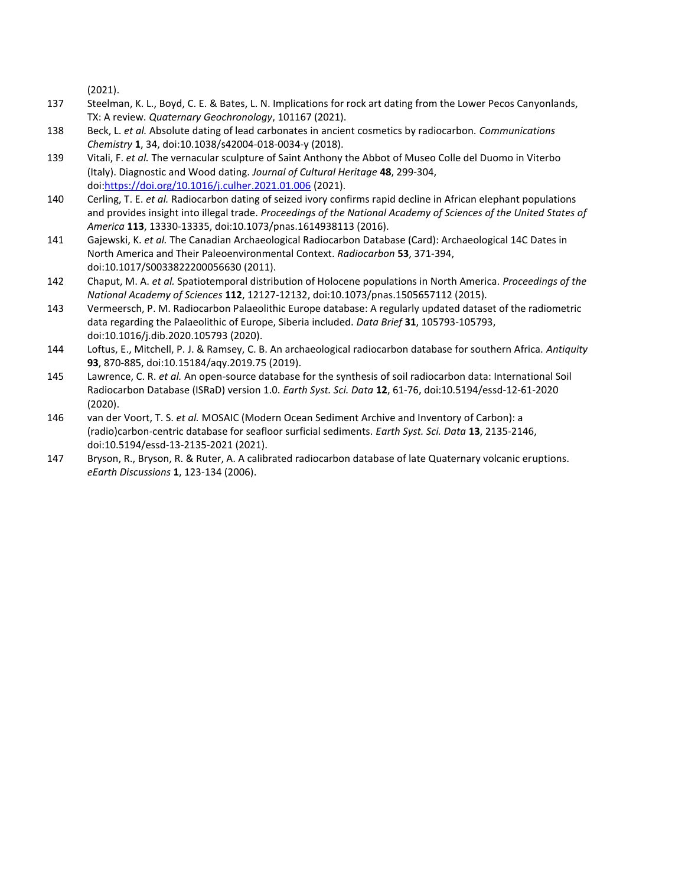(2021).

137 Steelman, K. L., Boyd, C. E. & Bates, L. N. Implications for rock art dating from the Lower Pecos Canyonlands, TX: A review. *Quaternary Geochronology*, 101167 (2021).

138 Beck, L. *et al.* Absolute dating of lead carbonates in ancient cosmetics by radiocarbon. *Communications Chemistry* **1**, 34, doi:10.1038/s42004-018-0034-y (2018).

139 Vitali, F. *et al.* The vernacular sculpture of Saint Anthony the Abbot of Museo Colle del Duomo in Viterbo (Italy). Diagnostic and Wood dating. *Journal of Cultural Heritage* **48**, 299-304, doi:https://doi.org/10.1016/j.culher.2021.01.006 (2021).

140 Cerling, T. E. *et al.* Radiocarbon dating of seized ivory confirms rapid decline in African elephant populations and provides insight into illegal trade. *Proceedings of the National Academy of Sciences of the United States of America* **113**, 13330-13335, doi:10.1073/pnas.1614938113 (2016).

141 Gajewski, K. *et al.* The Canadian Archaeological Radiocarbon Database (Card): Archaeological 14C Dates in North America and Their Paleoenvironmental Context. *Radiocarbon* **53**, 371-394, doi:10.1017/S0033822200056630 (2011).

142 Chaput, M. A. *et al.* Spatiotemporal distribution of Holocene populations in North America. *Proceedings of the National Academy of Sciences* **112**, 12127-12132, doi:10.1073/pnas.1505657112 (2015).

143 Vermeersch, P. M. Radiocarbon Palaeolithic Europe database: A regularly updated dataset of the radiometric data regarding the Palaeolithic of Europe, Siberia included. *Data Brief* **31**, 105793-105793, doi:10.1016/j.dib.2020.105793 (2020).

144 Loftus, E., Mitchell, P. J. & Ramsey, C. B. An archaeological radiocarbon database for southern Africa. *Antiquity* **93**, 870-885, doi:10.15184/aqy.2019.75 (2019).

145 Lawrence, C. R. *et al.* An open-source database for the synthesis of soil radiocarbon data: International Soil Radiocarbon Database (ISRaD) version 1.0. *Earth Syst. Sci. Data* **12**, 61-76, doi:10.5194/essd-12-61-2020 (2020).

146 van der Voort, T. S. *et al.* MOSAIC (Modern Ocean Sediment Archive and Inventory of Carbon): a (radio)carbon-centric database for seafloor surficial sediments. *Earth Syst. Sci. Data* **13**, 2135-2146, doi:10.5194/essd-13-2135-2021 (2021).

147 Bryson, R., Bryson, R. & Ruter, A. A calibrated radiocarbon database of late Quaternary volcanic eruptions. *eEarth Discussions* **1**, 123-134 (2006).